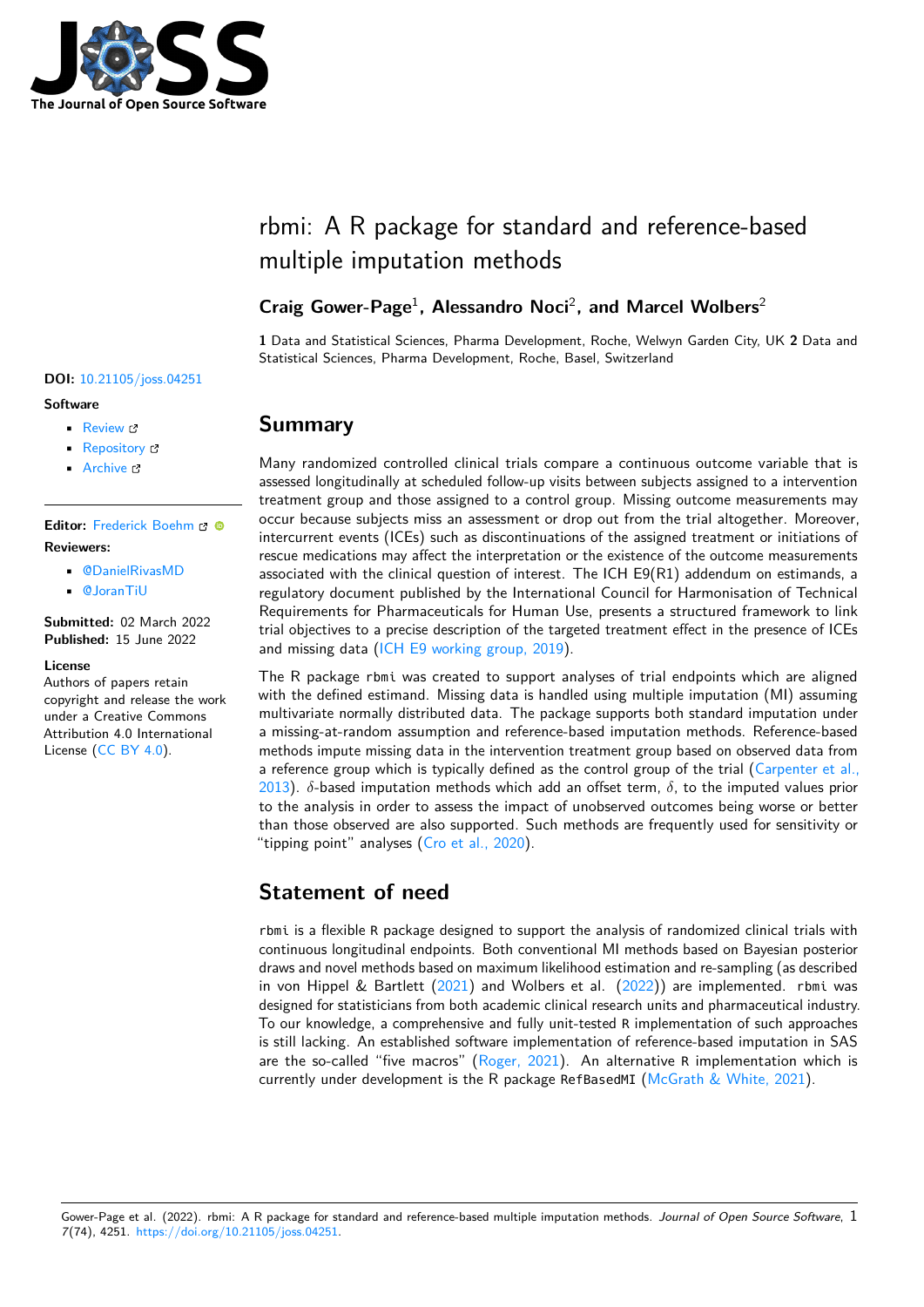# rbmi: A R package for standard and reference-based multiple imputation methods

**Craig Gower-Page**[1]**, Alessandro Noci**[2]**, and Marcel Wolbers**[2]

**1** Data and Statistical Sciences, Pharma Development, Roche, Welwyn Garden City, UK **2** Data and Statistical Sciences, Pharma Development, Roche, Basel, Switzerland

**DOI:** 10.21105/joss.04251

**Software**

- Review
- Repository
- Archive

**Editor:** Frederick Boehm

**Reviewers:**

- @DanielRivasMD
- @JoranTiU

**Submitted:** 02 March 2022
**Published:** 15 June 2022

**License**
Authors of papers retain copyright and release the work under a Creative Commons Attribution 4.0 International License (CC BY 4.0).

## Summary

Many randomized controlled clinical trials compare a continuous outcome variable that is assessed longitudinally at scheduled follow-up visits between subjects assigned to a intervention treatment group and those assigned to a control group. Missing outcome measurements may occur because subjects miss an assessment or drop out from the trial altogether. Moreover, intercurrent events (ICEs) such as discontinuations of the assigned treatment or initiations of rescue medications may affect the interpretation or the existence of the outcome measurements associated with the clinical question of interest. The ICH E9(R1) addendum on estimands, a regulatory document published by the International Council for Harmonisation of Technical Requirements for Pharmaceuticals for Human Use, presents a structured framework to link trial objectives to a precise description of the targeted treatment effect in the presence of ICEs and missing data (ICH E9 working group, 2019).

The R package `rbmi` was created to support analyses of trial endpoints which are aligned with the defined estimand. Missing data is handled using multiple imputation (MI) assuming multivariate normally distributed data. The package supports both standard imputation under a missing-at-random assumption and reference-based imputation methods. Reference-based methods impute missing data in the intervention treatment group based on observed data from a reference group which is typically defined as the control group of the trial (Carpenter et al., 2013). $\delta$-based imputation methods which add an offset term, $\delta$, to the imputed values prior to the analysis in order to assess the impact of unobserved outcomes being worse or better than those observed are also supported. Such methods are frequently used for sensitivity or "tipping point" analyses (Cro et al., 2020).

## Statement of need

`rbmi` is a flexible `R` package designed to support the analysis of randomized clinical trials with continuous longitudinal endpoints. Both conventional MI methods based on Bayesian posterior draws and novel methods based on maximum likelihood estimation and re-sampling (as described in von Hippel & Bartlett (2021) and Wolbers et al. (2022)) are implemented. `rbmi` was designed for statisticians from both academic clinical research units and pharmaceutical industry. To our knowledge, a comprehensive and fully unit-tested `R` implementation of such approaches is still lacking. An established software implementation of reference-based imputation in SAS are the so-called "five macros" (Roger, 2021). An alternative `R` implementation which is currently under development is the R package `RefBasedMI` (McGrath & White, 2021).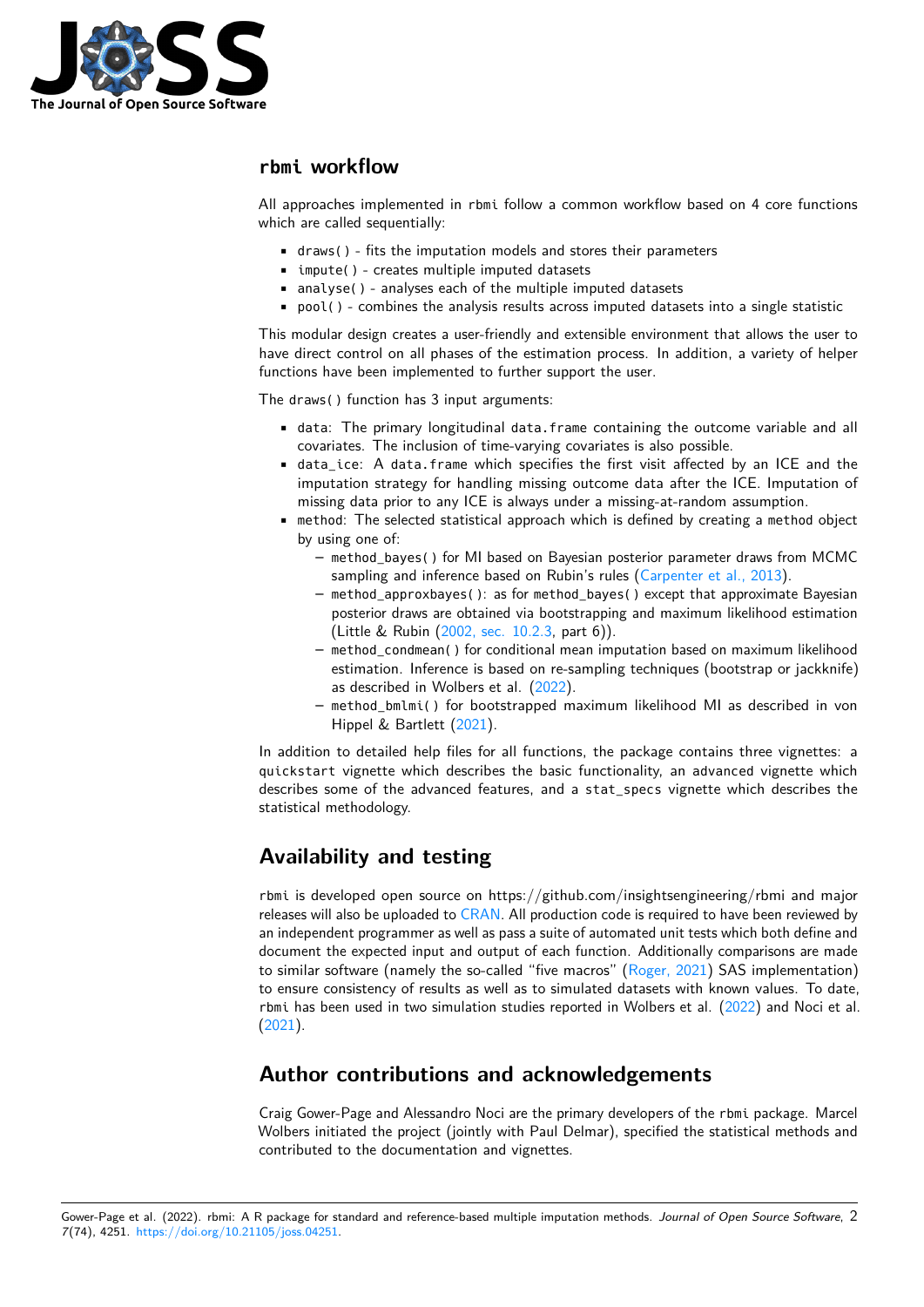## `rbmi` workflow

All approaches implemented in `rbmi` follow a common workflow based on 4 core functions which are called sequentially:

- `draws()` - fits the imputation models and stores their parameters
- `impute()` - creates multiple imputed datasets
- `analyse()` - analyses each of the multiple imputed datasets
- `pool()` - combines the analysis results across imputed datasets into a single statistic

This modular design creates a user-friendly and extensible environment that allows the user to have direct control on all phases of the estimation process. In addition, a variety of helper functions have been implemented to further support the user.

The `draws()` function has 3 input arguments:

- `data`: The primary longitudinal `data.frame` containing the outcome variable and all covariates. The inclusion of time-varying covariates is also possible.
- `data_ice`: A `data.frame` which specifies the first visit affected by an ICE and the imputation strategy for handling missing outcome data after the ICE. Imputation of missing data prior to any ICE is always under a missing-at-random assumption.
- `method`: The selected statistical approach which is defined by creating a `method` object by using one of:
  - `method_bayes()` for MI based on Bayesian posterior parameter draws from MCMC sampling and inference based on Rubin's rules (Carpenter et al., 2013).
  - `method_approxbayes()`: as for `method_bayes()` except that approximate Bayesian posterior draws are obtained via bootstrapping and maximum likelihood estimation (Little & Rubin (2002, sec. 10.2.3, part 6)).
  - `method_condmean()` for conditional mean imputation based on maximum likelihood estimation. Inference is based on re-sampling techniques (bootstrap or jackknife) as described in Wolbers et al. (2022).
  - `method_bmlmi()` for bootstrapped maximum likelihood MI as described in von Hippel & Bartlett (2021).

In addition to detailed help files for all functions, the package contains three vignettes: a `quickstart` vignette which describes the basic functionality, an `advanced` vignette which describes some of the advanced features, and a `stat_specs` vignette which describes the statistical methodology.

## Availability and testing

`rbmi` is developed open source on https://github.com/insightsengineering/rbmi and major releases will also be uploaded to CRAN. All production code is required to have been reviewed by an independent programmer as well as pass a suite of automated unit tests which both define and document the expected input and output of each function. Additionally comparisons are made to similar software (namely the so-called "five macros" (Roger, 2021) SAS implementation) to ensure consistency of results as well as to simulated datasets with known values. To date, `rbmi` has been used in two simulation studies reported in Wolbers et al. (2022) and Noci et al. (2021).

## Author contributions and acknowledgements

Craig Gower-Page and Alessandro Noci are the primary developers of the `rbmi` package. Marcel Wolbers initiated the project (jointly with Paul Delmar), specified the statistical methods and contributed to the documentation and vignettes.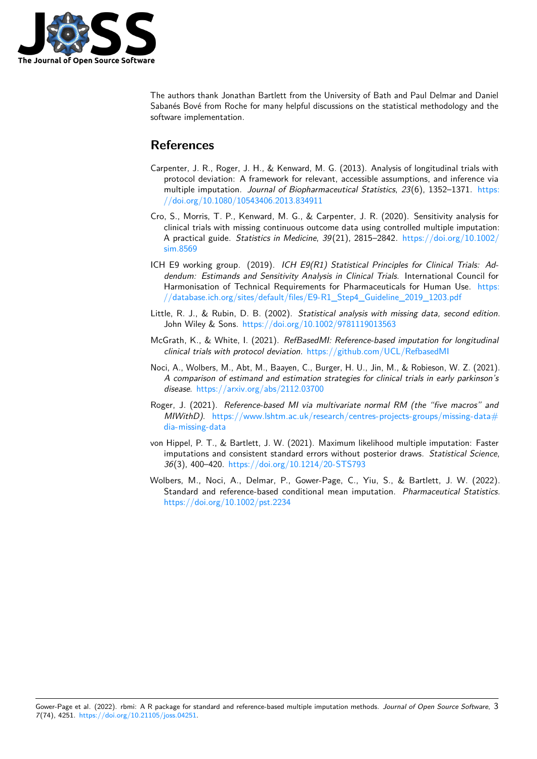The authors thank Jonathan Bartlett from the University of Bath and Paul Delmar and Daniel Sabanés Bové from Roche for many helpful discussions on the statistical methodology and the software implementation.

## References

Carpenter, J. R., Roger, J. H., & Kenward, M. G. (2013). Analysis of longitudinal trials with protocol deviation: A framework for relevant, accessible assumptions, and inference via multiple imputation. *Journal of Biopharmaceutical Statistics*, *23*(6), 1352–1371. https://doi.org/10.1080/10543406.2013.834911

Cro, S., Morris, T. P., Kenward, M. G., & Carpenter, J. R. (2020). Sensitivity analysis for clinical trials with missing continuous outcome data using controlled multiple imputation: A practical guide. *Statistics in Medicine*, *39*(21), 2815–2842. https://doi.org/10.1002/sim.8569

ICH E9 working group. (2019). *ICH E9(R1) Statistical Principles for Clinical Trials: Addendum: Estimands and Sensitivity Analysis in Clinical Trials.* International Council for Harmonisation of Technical Requirements for Pharmaceuticals for Human Use. https://database.ich.org/sites/default/files/E9-R1_Step4_Guideline_2019_1203.pdf

Little, R. J., & Rubin, D. B. (2002). *Statistical analysis with missing data, second edition*. John Wiley & Sons. https://doi.org/10.1002/9781119013563

McGrath, K., & White, I. (2021). *RefBasedMI: Reference-based imputation for longitudinal clinical trials with protocol deviation*. https://github.com/UCL/RefbasedMI

Noci, A., Wolbers, M., Abt, M., Baayen, C., Burger, H. U., Jin, M., & Robieson, W. Z. (2021). *A comparison of estimand and estimation strategies for clinical trials in early parkinson's disease*. https://arxiv.org/abs/2112.03700

Roger, J. (2021). *Reference-based MI via multivariate normal RM (the "five macros" and MIWithD)*. https://www.lshtm.ac.uk/research/centres-projects-groups/missing-data#dia-missing-data

von Hippel, P. T., & Bartlett, J. W. (2021). Maximum likelihood multiple imputation: Faster imputations and consistent standard errors without posterior draws. *Statistical Science*, *36*(3), 400–420. https://doi.org/10.1214/20-STS793

Wolbers, M., Noci, A., Delmar, P., Gower-Page, C., Yiu, S., & Bartlett, J. W. (2022). Standard and reference-based conditional mean imputation. *Pharmaceutical Statistics*. https://doi.org/10.1002/pst.2234